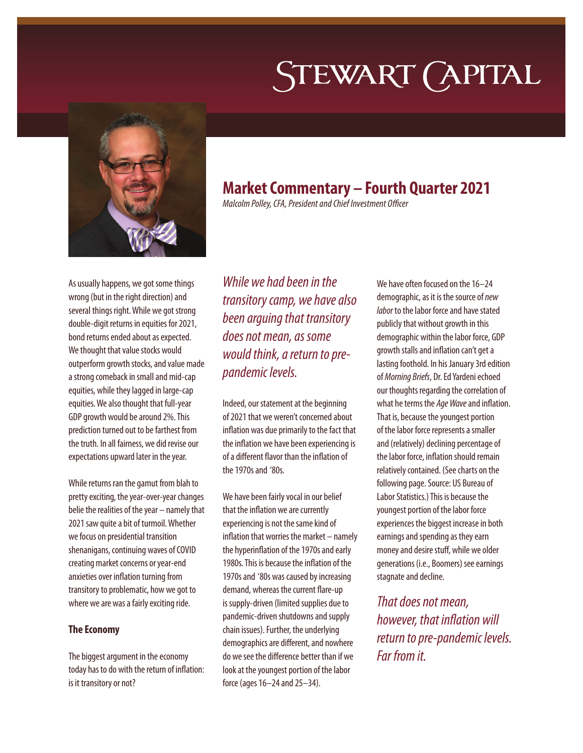# Stewart Capital

## Market Commentary – Fourth Quarter 2021

*Malcolm Polley, CFA, President and Chief Investment Officer*

As usually happens, we got some things wrong (but in the right direction) and several things right. While we got strong double-digit returns in equities for 2021, bond returns ended about as expected. We thought that value stocks would outperform growth stocks, and value made a strong comeback in small and mid-cap equities, while they lagged in large-cap equities. We also thought that full-year GDP growth would be around 2%. This prediction turned out to be farthest from the truth. In all fairness, we did revise our expectations upward later in the year.

While returns ran the gamut from blah to pretty exciting, the year-over-year changes belie the realities of the year – namely that 2021 saw quite a bit of turmoil. Whether we focus on presidential transition shenanigans, continuing waves of COVID creating market concerns or year-end anxieties over inflation turning from transitory to problematic, how we got to where we are was a fairly exciting ride.

### The Economy

The biggest argument in the economy today has to do with the return of inflation: is it transitory or not?

*While we had been in the transitory camp, we have also been arguing that transitory does not mean, as some would think, a return to pre-pandemic levels.*

Indeed, our statement at the beginning of 2021 that we weren't concerned about inflation was due primarily to the fact that the inflation we have been experiencing is of a different flavor than the inflation of the 1970s and '80s.

We have been fairly vocal in our belief that the inflation we are currently experiencing is not the same kind of inflation that worries the market – namely the hyperinflation of the 1970s and early 1980s. This is because the inflation of the 1970s and '80s was caused by increasing demand, whereas the current flare-up is supply-driven (limited supplies due to pandemic-driven shutdowns and supply chain issues). Further, the underlying demographics are different, and nowhere do we see the difference better than if we look at the youngest portion of the labor force (ages 16–24 and 25–34).

We have often focused on the 16–24 demographic, as it is the source of *new labor* to the labor force and have stated publicly that without growth in this demographic within the labor force, GDP growth stalls and inflation can't get a lasting foothold. In his January 3rd edition of *Morning Briefs*, Dr. Ed Yardeni echoed our thoughts regarding the correlation of what he terms the *Age Wave* and inflation. That is, because the youngest portion of the labor force represents a smaller and (relatively) declining percentage of the labor force, inflation should remain relatively contained. (See charts on the following page. Source: US Bureau of Labor Statistics.) This is because the youngest portion of the labor force experiences the biggest increase in both earnings and spending as they earn money and desire stuff, while we older generations (i.e., Boomers) see earnings stagnate and decline.

*That does not mean, however, that inflation will return to pre-pandemic levels. Far from it.*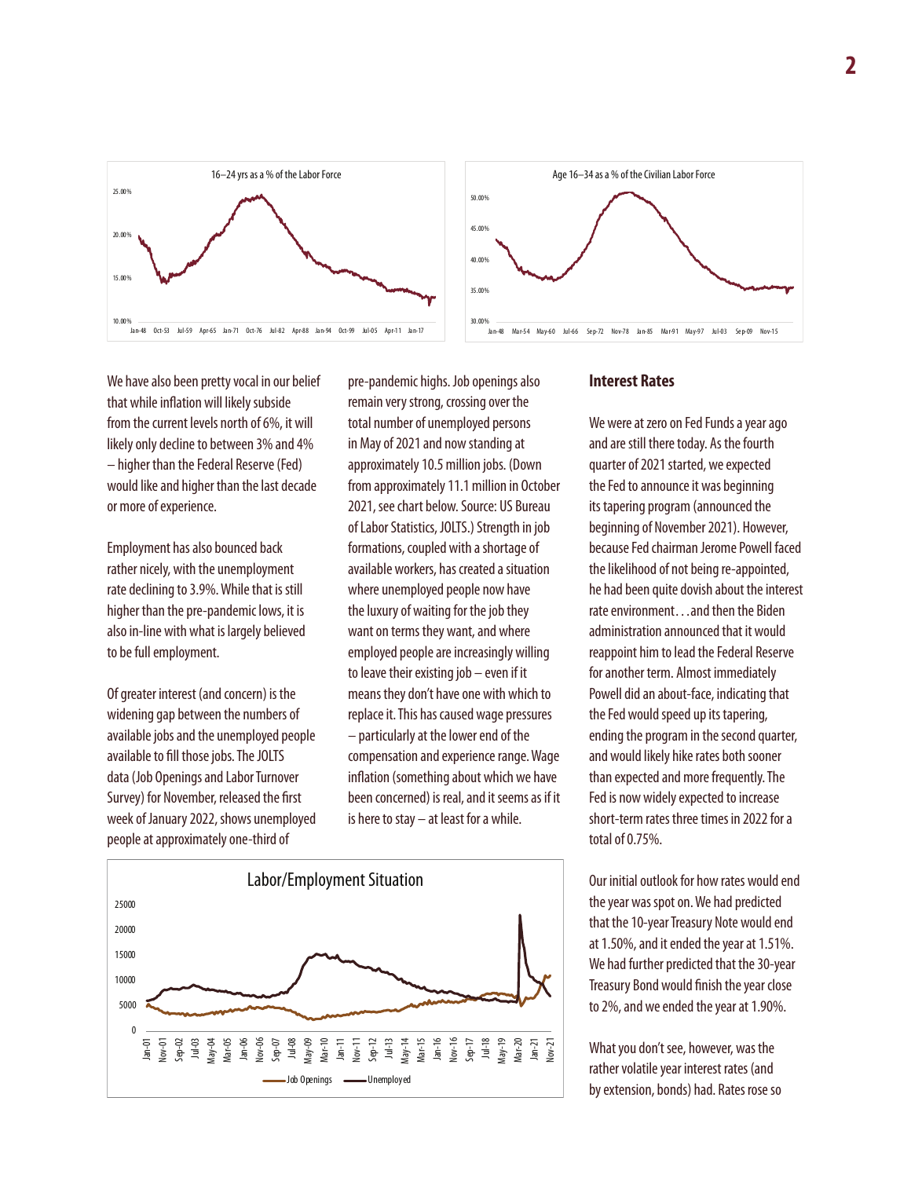We have also been pretty vocal in our belief that while inflation will likely subside from the current levels north of 6%, it will likely only decline to between 3% and 4% – higher than the Federal Reserve (Fed) would like and higher than the last decade or more of experience.

Employment has also bounced back rather nicely, with the unemployment rate declining to 3.9%. While that is still higher than the pre-pandemic lows, it is also in-line with what is largely believed to be full employment.

Of greater interest (and concern) is the widening gap between the numbers of available jobs and the unemployed people available to fill those jobs. The JOLTS data (Job Openings and Labor Turnover Survey) for November, released the first week of January 2022, shows unemployed people at approximately one-third of pre-pandemic highs. Job openings also remain very strong, crossing over the total number of unemployed persons in May of 2021 and now standing at approximately 10.5 million jobs. (Down from approximately 11.1 million in October 2021, see chart below. Source: US Bureau of Labor Statistics, JOLTS.) Strength in job formations, coupled with a shortage of available workers, has created a situation where unemployed people now have the luxury of waiting for the job they want on terms they want, and where employed people are increasingly willing to leave their existing job – even if it means they don't have one with which to replace it. This has caused wage pressures – particularly at the lower end of the compensation and experience range. Wage inflation (something about which we have been concerned) is real, and it seems as if it is here to stay – at least for a while.

## Interest Rates

We were at zero on Fed Funds a year ago and are still there today. As the fourth quarter of 2021 started, we expected the Fed to announce it was beginning its tapering program (announced the beginning of November 2021). However, because Fed chairman Jerome Powell faced the likelihood of not being re-appointed, he had been quite dovish about the interest rate environment…and then the Biden administration announced that it would reappoint him to lead the Federal Reserve for another term. Almost immediately Powell did an about-face, indicating that the Fed would speed up its tapering, ending the program in the second quarter, and would likely hike rates both sooner than expected and more frequently. The Fed is now widely expected to increase short-term rates three times in 2022 for a total of 0.75%.

Our initial outlook for how rates would end the year was spot on. We had predicted that the 10-year Treasury Note would end at 1.50%, and it ended the year at 1.51%. We had further predicted that the 30-year Treasury Bond would finish the year close to 2%, and we ended the year at 1.90%.

What you don't see, however, was the rather volatile year interest rates (and by extension, bonds) had. Rates rose so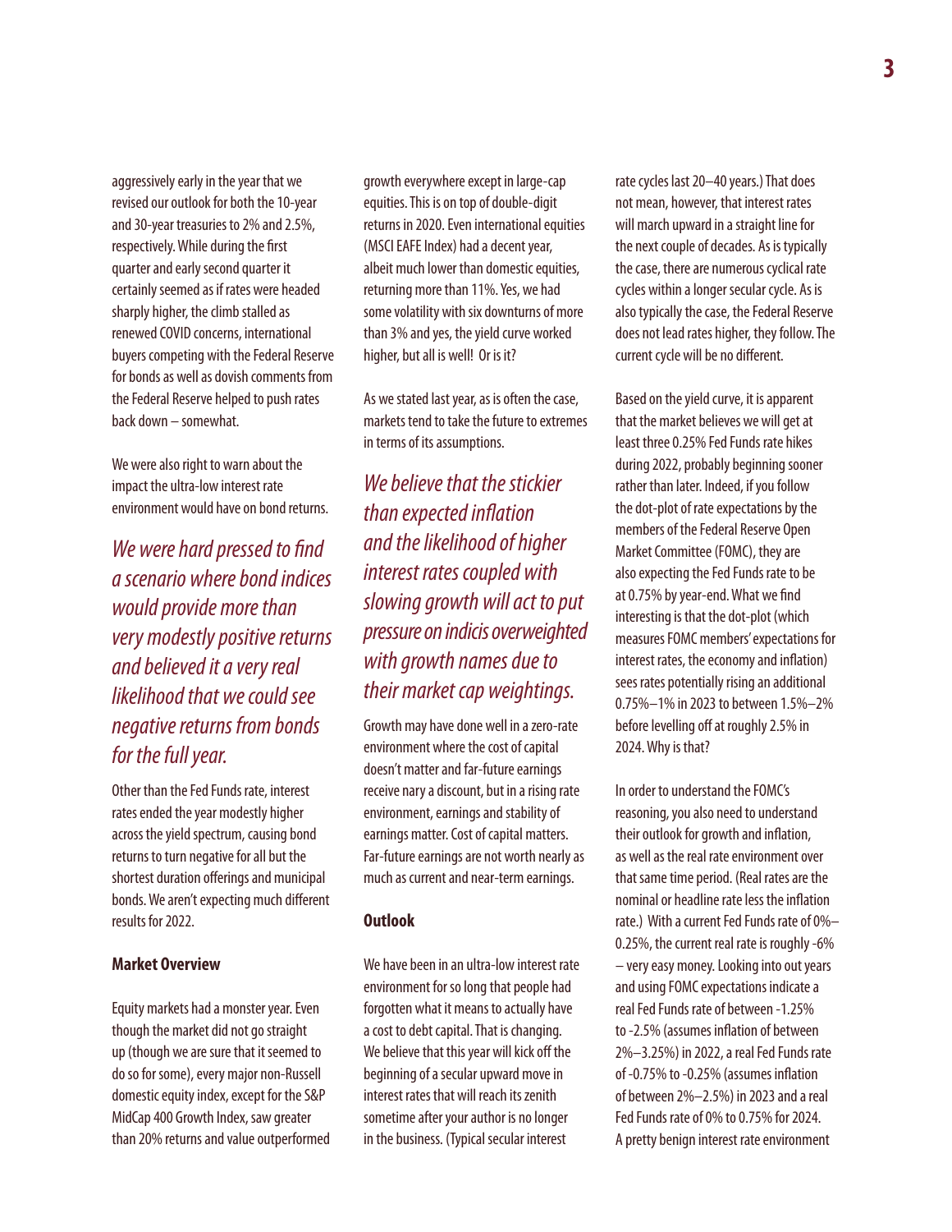aggressively early in the year that we revised our outlook for both the 10-year and 30-year treasuries to 2% and 2.5%, respectively. While during the first quarter and early second quarter it certainly seemed as if rates were headed sharply higher, the climb stalled as renewed COVID concerns, international buyers competing with the Federal Reserve for bonds as well as dovish comments from the Federal Reserve helped to push rates back down – somewhat.

We were also right to warn about the impact the ultra-low interest rate environment would have on bond returns.

*We were hard pressed to find a scenario where bond indices would provide more than very modestly positive returns and believed it a very real likelihood that we could see negative returns from bonds for the full year.*

Other than the Fed Funds rate, interest rates ended the year modestly higher across the yield spectrum, causing bond returns to turn negative for all but the shortest duration offerings and municipal bonds. We aren't expecting much different results for 2022.

**Market Overview**

Equity markets had a monster year. Even though the market did not go straight up (though we are sure that it seemed to do so for some), every major non-Russell domestic equity index, except for the S&P MidCap 400 Growth Index, saw greater than 20% returns and value outperformed growth everywhere except in large-cap equities. This is on top of double-digit returns in 2020. Even international equities (MSCI EAFE Index) had a decent year, albeit much lower than domestic equities, returning more than 11%. Yes, we had some volatility with six downturns of more than 3% and yes, the yield curve worked higher, but all is well! Or is it?

As we stated last year, as is often the case, markets tend to take the future to extremes in terms of its assumptions.

*We believe that the stickier than expected inflation and the likelihood of higher interest rates coupled with slowing growth will act to put pressure on indicis overweighted with growth names due to their market cap weightings.*

Growth may have done well in a zero-rate environment where the cost of capital doesn't matter and far-future earnings receive nary a discount, but in a rising rate environment, earnings and stability of earnings matter. Cost of capital matters. Far-future earnings are not worth nearly as much as current and near-term earnings.

**Outlook**

We have been in an ultra-low interest rate environment for so long that people had forgotten what it means to actually have a cost to debt capital. That is changing. We believe that this year will kick off the beginning of a secular upward move in interest rates that will reach its zenith sometime after your author is no longer in the business. (Typical secular interest rate cycles last 20–40 years.) That does not mean, however, that interest rates will march upward in a straight line for the next couple of decades. As is typically the case, there are numerous cyclical rate cycles within a longer secular cycle. As is also typically the case, the Federal Reserve does not lead rates higher, they follow. The current cycle will be no different.

Based on the yield curve, it is apparent that the market believes we will get at least three 0.25% Fed Funds rate hikes during 2022, probably beginning sooner rather than later. Indeed, if you follow the dot-plot of rate expectations by the members of the Federal Reserve Open Market Committee (FOMC), they are also expecting the Fed Funds rate to be at 0.75% by year-end. What we find interesting is that the dot-plot (which measures FOMC members' expectations for interest rates, the economy and inflation) sees rates potentially rising an additional 0.75%–1% in 2023 to between 1.5%–2% before levelling off at roughly 2.5% in 2024. Why is that?

In order to understand the FOMC's reasoning, you also need to understand their outlook for growth and inflation, as well as the real rate environment over that same time period. (Real rates are the nominal or headline rate less the inflation rate.) With a current Fed Funds rate of 0%–0.25%, the current real rate is roughly -6% – very easy money. Looking into out years and using FOMC expectations indicate a real Fed Funds rate of between -1.25% to -2.5% (assumes inflation of between 2%–3.25%) in 2022, a real Fed Funds rate of -0.75% to -0.25% (assumes inflation of between 2%–2.5%) in 2023 and a real Fed Funds rate of 0% to 0.75% for 2024. A pretty benign interest rate environment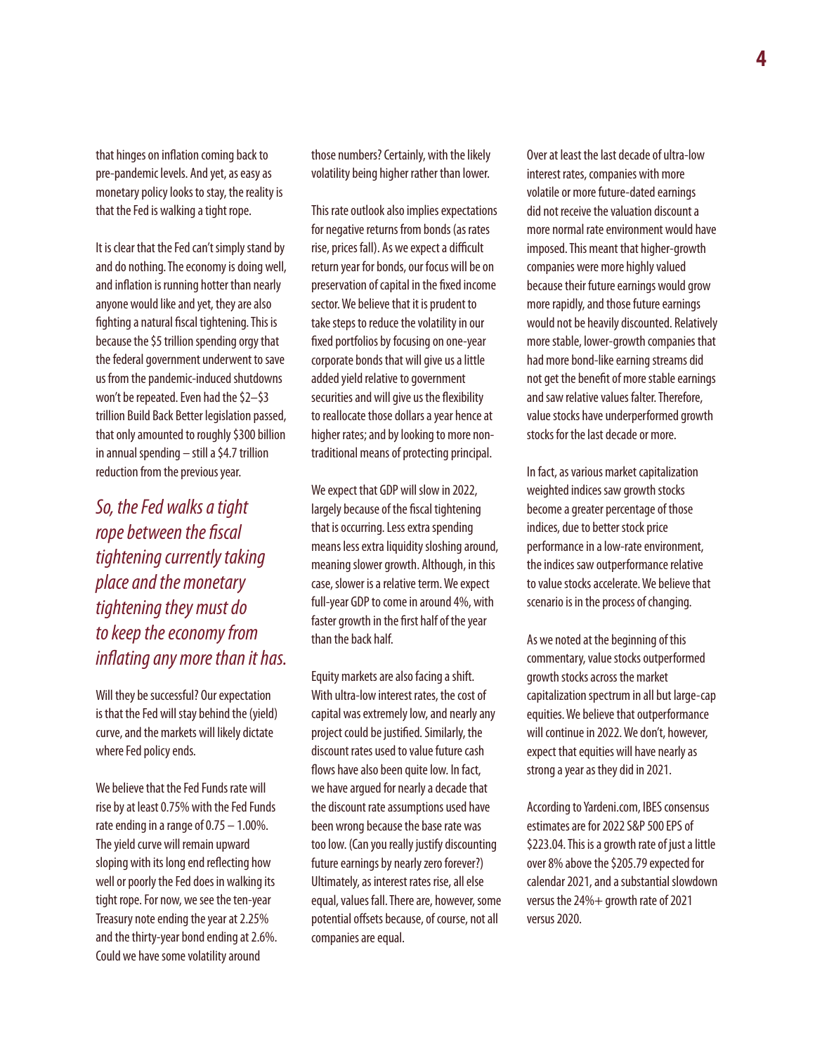that hinges on inflation coming back to pre-pandemic levels. And yet, as easy as monetary policy looks to stay, the reality is that the Fed is walking a tight rope.

It is clear that the Fed can't simply stand by and do nothing. The economy is doing well, and inflation is running hotter than nearly anyone would like and yet, they are also fighting a natural fiscal tightening. This is because the $5 trillion spending orgy that the federal government underwent to save us from the pandemic-induced shutdowns won't be repeated. Even had the $2–$3 trillion Build Back Better legislation passed, that only amounted to roughly $300 billion in annual spending – still a $4.7 trillion reduction from the previous year.

*So, the Fed walks a tight rope between the fiscal tightening currently taking place and the monetary tightening they must do to keep the economy from inflating any more than it has.*

Will they be successful? Our expectation is that the Fed will stay behind the (yield) curve, and the markets will likely dictate where Fed policy ends.

We believe that the Fed Funds rate will rise by at least 0.75% with the Fed Funds rate ending in a range of 0.75 – 1.00%. The yield curve will remain upward sloping with its long end reflecting how well or poorly the Fed does in walking its tight rope. For now, we see the ten-year Treasury note ending the year at 2.25% and the thirty-year bond ending at 2.6%. Could we have some volatility around those numbers? Certainly, with the likely volatility being higher rather than lower.

This rate outlook also implies expectations for negative returns from bonds (as rates rise, prices fall). As we expect a difficult return year for bonds, our focus will be on preservation of capital in the fixed income sector. We believe that it is prudent to take steps to reduce the volatility in our fixed portfolios by focusing on one-year corporate bonds that will give us a little added yield relative to government securities and will give us the flexibility to reallocate those dollars a year hence at higher rates; and by looking to more non-traditional means of protecting principal.

We expect that GDP will slow in 2022, largely because of the fiscal tightening that is occurring. Less extra spending means less extra liquidity sloshing around, meaning slower growth. Although, in this case, slower is a relative term. We expect full-year GDP to come in around 4%, with faster growth in the first half of the year than the back half.

Equity markets are also facing a shift. With ultra-low interest rates, the cost of capital was extremely low, and nearly any project could be justified. Similarly, the discount rates used to value future cash flows have also been quite low. In fact, we have argued for nearly a decade that the discount rate assumptions used have been wrong because the base rate was too low. (Can you really justify discounting future earnings by nearly zero forever?) Ultimately, as interest rates rise, all else equal, values fall. There are, however, some potential offsets because, of course, not all companies are equal.

Over at least the last decade of ultra-low interest rates, companies with more volatile or more future-dated earnings did not receive the valuation discount a more normal rate environment would have imposed. This meant that higher-growth companies were more highly valued because their future earnings would grow more rapidly, and those future earnings would not be heavily discounted. Relatively more stable, lower-growth companies that had more bond-like earning streams did not get the benefit of more stable earnings and saw relative values falter. Therefore, value stocks have underperformed growth stocks for the last decade or more.

In fact, as various market capitalization weighted indices saw growth stocks become a greater percentage of those indices, due to better stock price performance in a low-rate environment, the indices saw outperformance relative to value stocks accelerate. We believe that scenario is in the process of changing.

As we noted at the beginning of this commentary, value stocks outperformed growth stocks across the market capitalization spectrum in all but large-cap equities. We believe that outperformance will continue in 2022. We don't, however, expect that equities will have nearly as strong a year as they did in 2021.

According to Yardeni.com, IBES consensus estimates are for 2022 S&P 500 EPS of $223.04. This is a growth rate of just a little over 8% above the $205.79 expected for calendar 2021, and a substantial slowdown versus the 24%+ growth rate of 2021 versus 2020.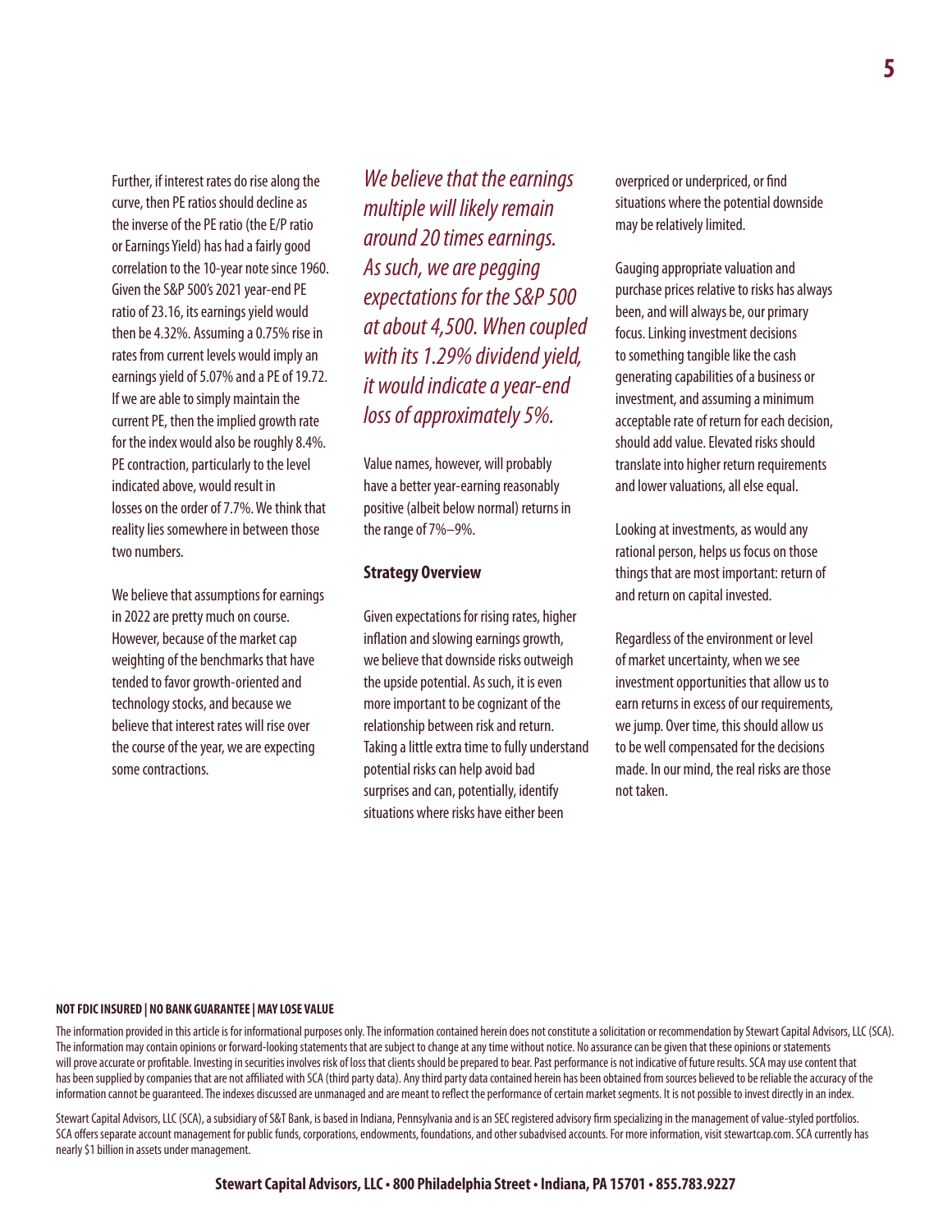Further, if interest rates do rise along the curve, then PE ratios should decline as the inverse of the PE ratio (the E/P ratio or Earnings Yield) has had a fairly good correlation to the 10-year note since 1960. Given the S&P 500's 2021 year-end PE ratio of 23.16, its earnings yield would then be 4.32%. Assuming a 0.75% rise in rates from current levels would imply an earnings yield of 5.07% and a PE of 19.72. If we are able to simply maintain the current PE, then the implied growth rate for the index would also be roughly 8.4%. PE contraction, particularly to the level indicated above, would result in losses on the order of 7.7%. We think that reality lies somewhere in between those two numbers.

We believe that assumptions for earnings in 2022 are pretty much on course. However, because of the market cap weighting of the benchmarks that have tended to favor growth-oriented and technology stocks, and because we believe that interest rates will rise over the course of the year, we are expecting some contractions.

*We believe that the earnings multiple will likely remain around 20 times earnings. As such, we are pegging expectations for the S&P 500 at about 4,500. When coupled with its 1.29% dividend yield, it would indicate a year-end loss of approximately 5%.*

Value names, however, will probably have a better year-earning reasonably positive (albeit below normal) returns in the range of 7%–9%.

**Strategy Overview**

Given expectations for rising rates, higher inflation and slowing earnings growth, we believe that downside risks outweigh the upside potential. As such, it is even more important to be cognizant of the relationship between risk and return. Taking a little extra time to fully understand potential risks can help avoid bad surprises and can, potentially, identify situations where risks have either been overpriced or underpriced, or find situations where the potential downside may be relatively limited.

Gauging appropriate valuation and purchase prices relative to risks has always been, and will always be, our primary focus. Linking investment decisions to something tangible like the cash generating capabilities of a business or investment, and assuming a minimum acceptable rate of return for each decision, should add value. Elevated risks should translate into higher return requirements and lower valuations, all else equal.

Looking at investments, as would any rational person, helps us focus on those things that are most important: return of and return on capital invested.

Regardless of the environment or level of market uncertainty, when we see investment opportunities that allow us to earn returns in excess of our requirements, we jump. Over time, this should allow us to be well compensated for the decisions made. In our mind, the real risks are those not taken.

**NOT FDIC INSURED | NO BANK GUARANTEE | MAY LOSE VALUE**

The information provided in this article is for informational purposes only. The information contained herein does not constitute a solicitation or recommendation by Stewart Capital Advisors, LLC (SCA). The information may contain opinions or forward-looking statements that are subject to change at any time without notice. No assurance can be given that these opinions or statements will prove accurate or profitable. Investing in securities involves risk of loss that clients should be prepared to bear. Past performance is not indicative of future results. SCA may use content that has been supplied by companies that are not affiliated with SCA (third party data). Any third party data contained herein has been obtained from sources believed to be reliable the accuracy of the information cannot be guaranteed. The indexes discussed are unmanaged and are meant to reflect the performance of certain market segments. It is not possible to invest directly in an index.

Stewart Capital Advisors, LLC (SCA), a subsidiary of S&T Bank, is based in Indiana, Pennsylvania and is an SEC registered advisory firm specializing in the management of value-styled portfolios. SCA offers separate account management for public funds, corporations, endowments, foundations, and other subadvised accounts. For more information, visit stewartcap.com. SCA currently has nearly $1 billion in assets under management.

**Stewart Capital Advisors, LLC • 800 Philadelphia Street • Indiana, PA 15701 • 855.783.9227**